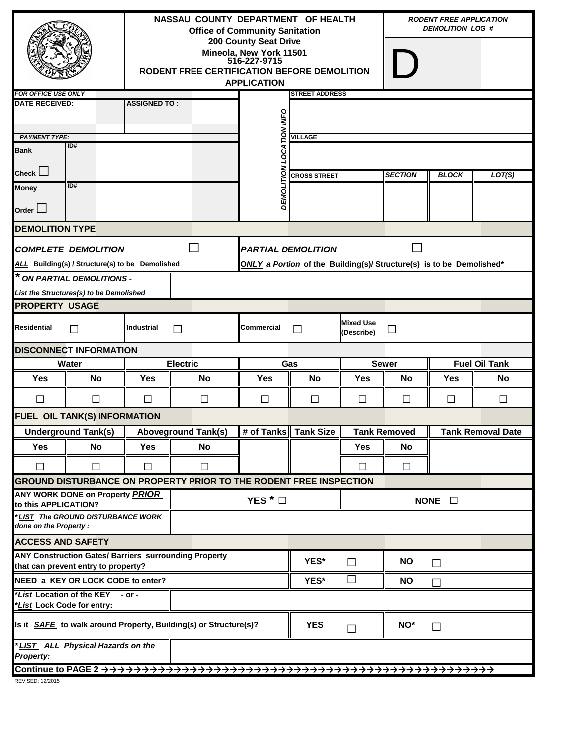# NASSAU COUNTY DEPARTMENT OF HEALTH

**Office of Community Sanitation**
**200 County Seat Drive**
**Mineola, New York 11501**
**516-227-9715**

## RODENT FREE CERTIFICATION BEFORE DEMOLITION APPLICATION

***RODENT FREE APPLICATION DEMOLITION LOG #***

**D**

| *FOR OFFICE USE ONLY* | | |
|---|---|---|
| **DATE RECEIVED:** | **ASSIGNED TO :** | |
| ***PAYMENT TYPE:*** | | |
| **Bank Check** ☐ | **ID#** | |
| **Money Order** ☐ | **ID#** | |

***DEMOLITION LOCATION INFO***

| **STREET ADDRESS** | | | |
|---|---|---|---|
| | | | |
| **VILLAGE** | | | |
| | | | |
| **CROSS STREET** | ***SECTION*** | ***BLOCK*** | ***LOT(S)*** |
| | | | |

## DEMOLITION TYPE

| ***COMPLETE DEMOLITION*** ☐ | ***PARTIAL DEMOLITION*** ☐ |
|---|---|
| ***ALL*** **Building(s) / Structure(s) to be Demolished** | ***ONLY a Portion*** **of the Building(s)/ Structure(s) is to be Demolished*** |

| ***** ***ON PARTIAL DEMOLITIONS - List the Structures(s) to be Demolished*** | |
|---|---|

## PROPERTY USAGE

| **Residential** ☐ | **Industrial** ☐ | **Commercial** ☐ | **Mixed Use (Describe)** ☐ |
|---|---|---|---|

## DISCONNECT INFORMATION

| **Water** | | **Electric** | | **Gas** | | **Sewer** | | **Fuel Oil Tank** | |
|---|---|---|---|---|---|---|---|---|---|
| **Yes** | **No** | **Yes** | **No** | **Yes** | **No** | **Yes** | **No** | **Yes** | **No** |
| ☐ | ☐ | ☐ | ☐ | ☐ | ☐ | ☐ | ☐ | ☐ | ☐ |

## FUEL OIL TANK(S) INFORMATION

| **Underground Tank(s)** | | **Aboveground Tank(s)** | | **# of Tanks** | **Tank Size** | **Tank Removed** | | **Tank Removal Date** |
|---|---|---|---|---|---|---|---|---|
| **Yes** | **No** | **Yes** | **No** | | | **Yes** | **No** | |
| ☐ | ☐ | ☐ | ☐ | | | ☐ | ☐ | |

## GROUND DISTURBANCE ON PROPERTY PRIOR TO THE RODENT FREE INSPECTION

| **ANY WORK DONE on Property *PRIOR* to this APPLICATION?** | **YES *** ☐ | **NONE** ☐ |
|---|---|---|
| ***LIST* The GROUND DISTURBANCE WORK done on the Property :** | | |

## ACCESS AND SAFETY

| | | |
|---|---|---|
| **ANY Construction Gates/ Barriers surrounding Property that can prevent entry to property?** | **YES*** ☐ | **NO** ☐ |
| **NEED a KEY OR LOCK CODE to enter?** | **YES*** ☐ | **NO** ☐ |
| ***List* Location of the KEY - or - *List* Lock Code for entry:** | | |
| **Is it *SAFE* to walk around Property, Building(s) or Structure(s)?** | **YES** ☐ | **NO*** ☐ |
| ***LIST* ALL Physical Hazards on the Property:** | | |

**Continue to PAGE 2 →→→→→→→→→→→→→→→→→→→→→→→→→→→→→→→→→→→→→→→→→→→→→→→→→→→**

REVISED: 12/2015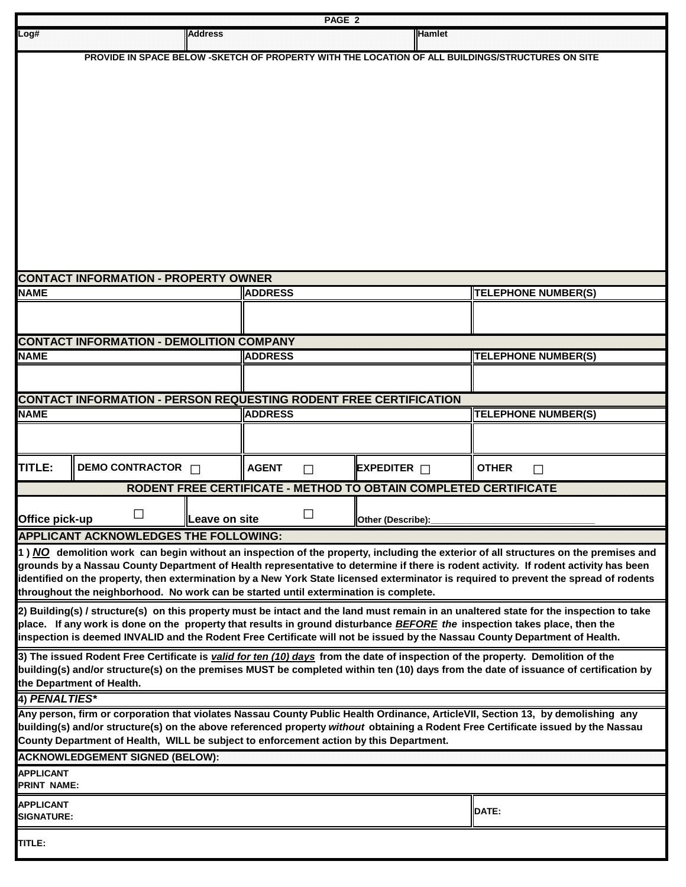| Log# | Address | Hamlet |
|---|---|---|
| | | |

**PROVIDE IN SPACE BELOW -SKETCH OF PROPERTY WITH THE LOCATION OF ALL BUILDINGS/STRUCTURES ON SITE**

## CONTACT INFORMATION - PROPERTY OWNER

| NAME | ADDRESS | TELEPHONE NUMBER(S) |
|---|---|---|
| | | |

## CONTACT INFORMATION - DEMOLITION COMPANY

| NAME | ADDRESS | TELEPHONE NUMBER(S) |
|---|---|---|
| | | |

## CONTACT INFORMATION - PERSON REQUESTING RODENT FREE CERTIFICATION

| NAME | ADDRESS | TELEPHONE NUMBER(S) |
|---|---|---|
| | | |

| | | | | |
|---|---|---|---|---|
| TITLE: | DEMO CONTRACTOR ☐ | AGENT ☐ | EXPEDITER ☐ | OTHER ☐ |

## RODENT FREE CERTIFICATE - METHOD TO OBTAIN COMPLETED CERTIFICATE

| | | |
|---|---|---|
| Office pick-up ☐ | Leave on site ☐ | Other (Describe):\_\_\_\_\_\_\_\_\_\_\_\_\_\_\_\_\_\_\_\_\_\_\_\_\_\_\_\_\_\_\_\_ |

## APPLICANT ACKNOWLEDGES THE FOLLOWING:

**1 ) *NO* demolition work can begin without an inspection of the property, including the exterior of all structures on the premises and grounds by a Nassau County Department of Health representative to determine if there is rodent activity. If rodent activity has been identified on the property, then extermination by a New York State licensed exterminator is required to prevent the spread of rodents throughout the neighborhood. No work can be started until extermination is complete.**

**2) Building(s) / structure(s) on this property must be intact and the land must remain in an unaltered state for the inspection to take place. If any work is done on the property that results in ground disturbance *BEFORE the* inspection takes place, then the inspection is deemed INVALID and the Rodent Free Certificate will not be issued by the Nassau County Department of Health.**

**3) The issued Rodent Free Certificate is *valid for ten (10) days* from the date of inspection of the property. Demolition of the building(s) and/or structure(s) on the premises MUST be completed within ten (10) days from the date of issuance of certification by the Department of Health.**

**4) *PENALTIES****

**Any person, firm or corporation that violates Nassau County Public Health Ordinance, ArticleVII, Section 13, by demolishing any building(s) and/or structure(s) on the above referenced property *without* obtaining a Rodent Free Certificate issued by the Nassau County Department of Health, WILL be subject to enforcement action by this Department.**

## ACKNOWLEDGEMENT SIGNED (BELOW):

| | |
|---|---|
| APPLICANT PRINT NAME: | |
| APPLICANT SIGNATURE: | DATE: |
| TITLE: | |